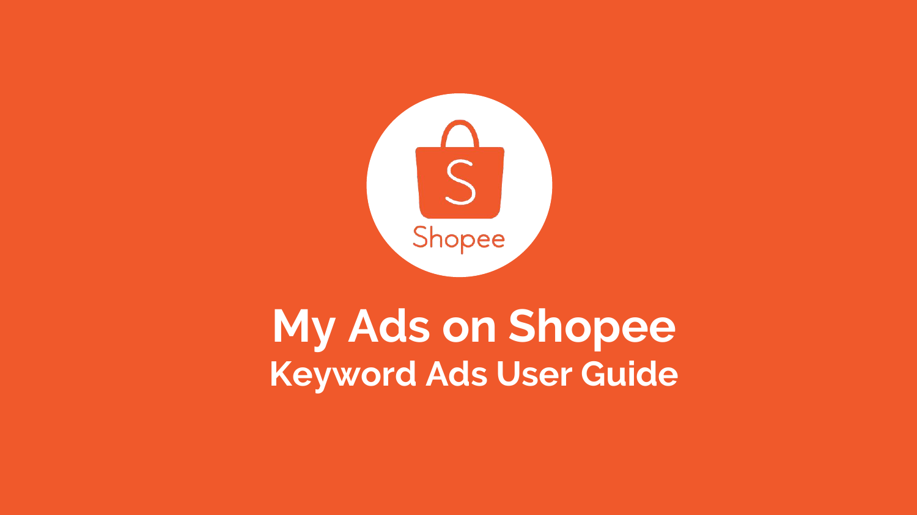# My Ads on Shopee

## Keyword Ads User Guide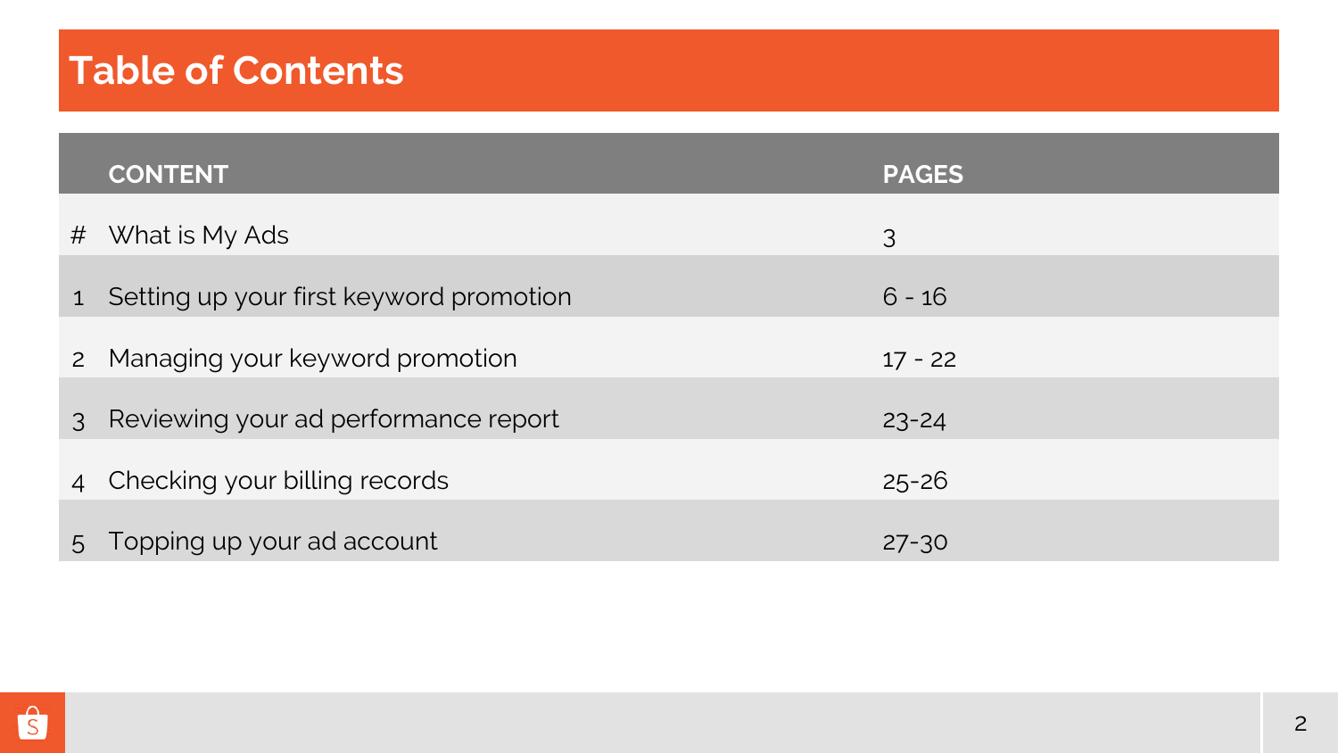# Table of Contents

| # | CONTENT | PAGES |
|---|---|---|
| # | What is My Ads | 3 |
| 1 | Setting up your first keyword promotion | 6 - 16 |
| 2 | Managing your keyword promotion | 17 - 22 |
| 3 | Reviewing your ad performance report | 23-24 |
| 4 | Checking your billing records | 25-26 |
| 5 | Topping up your ad account | 27-30 |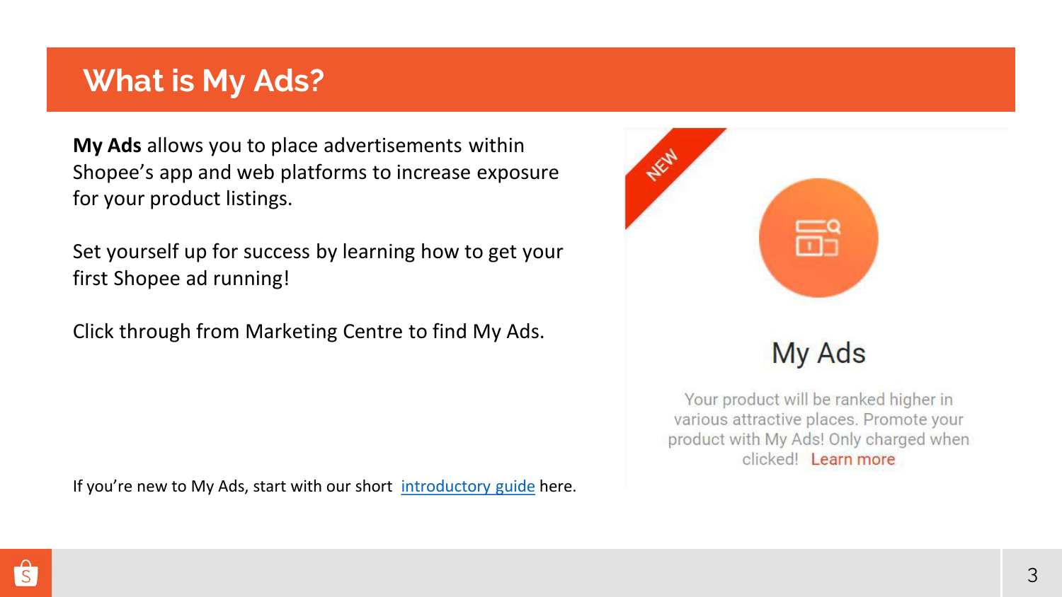# What is My Ads?

**My Ads** allows you to place advertisements within Shopee's app and web platforms to increase exposure for your product listings.

Set yourself up for success by learning how to get your first Shopee ad running!

Click through from Marketing Centre to find My Ads.

NEW

## My Ads

Your product will be ranked higher in various attractive places. Promote your product with My Ads! Only charged when clicked! Learn more

If you're new to My Ads, start with our short introductory guide here.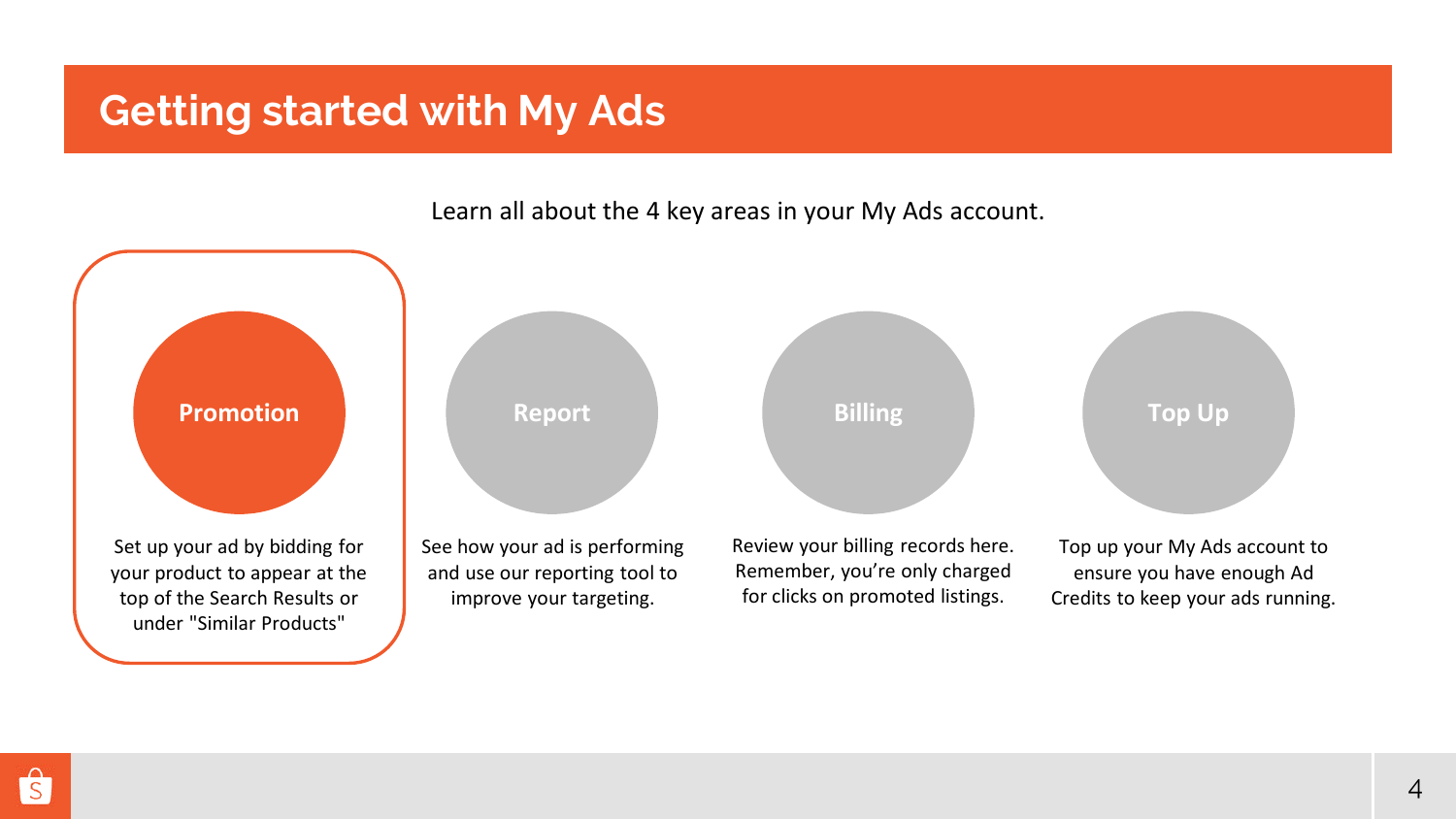# Getting started with My Ads

Learn all about the 4 key areas in your My Ads account.

**Promotion**

Set up your ad by bidding for your product to appear at the top of the Search Results or under "Similar Products"

**Report**

See how your ad is performing and use our reporting tool to improve your targeting.

**Billing**

Review your billing records here. Remember, you're only charged for clicks on promoted listings.

**Top Up**

Top up your My Ads account to ensure you have enough Ad Credits to keep your ads running.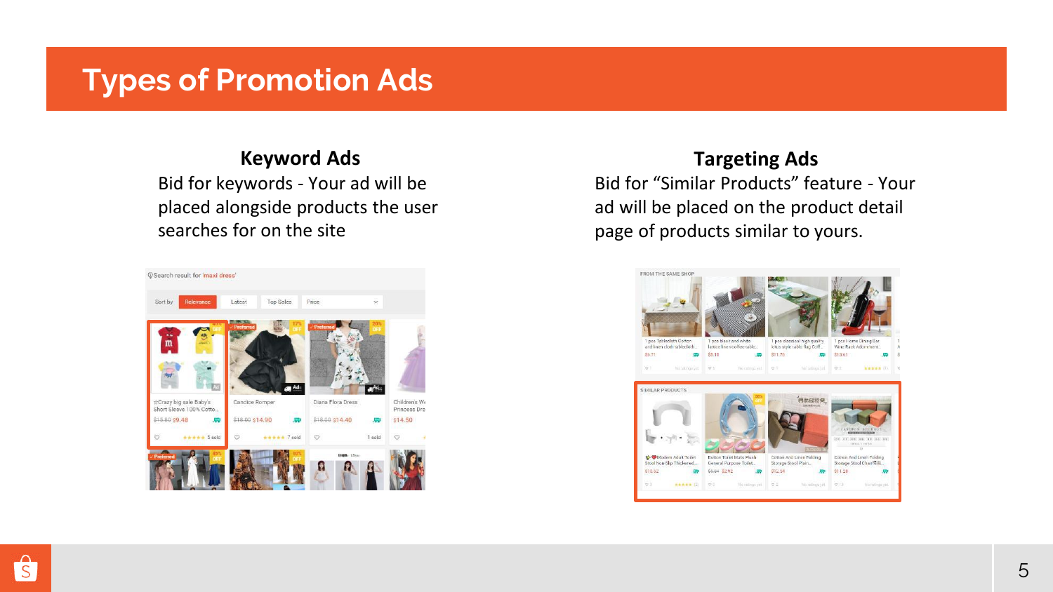# Types of Promotion Ads

## Keyword Ads

Bid for keywords - Your ad will be placed alongside products the user searches for on the site

## Targeting Ads

Bid for "Similar Products" feature - Your ad will be placed on the product detail page of products similar to yours.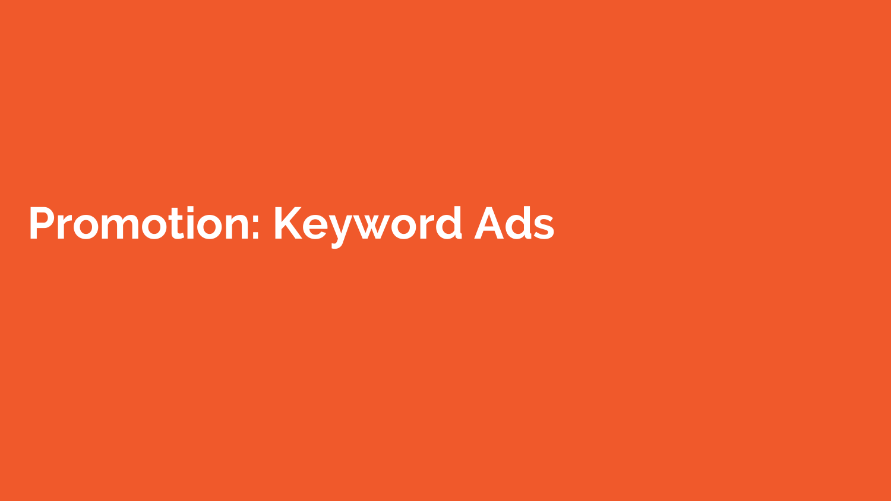# Promotion: Keyword Ads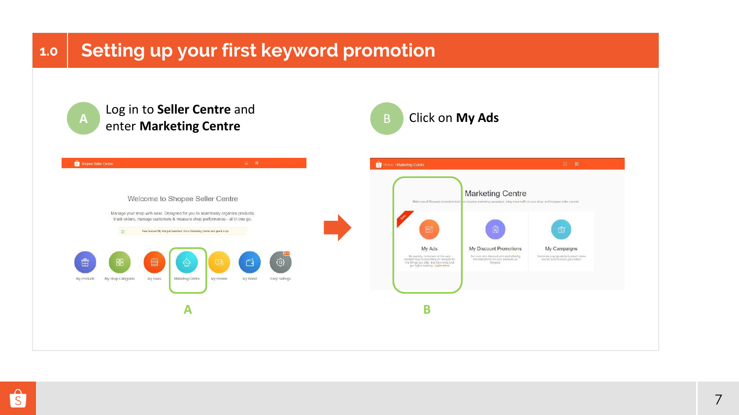## 1.0 Setting up your first keyword promotion

**A** Log in to **Seller Centre** and enter **Marketing Centre**

**B** Click on **My Ads**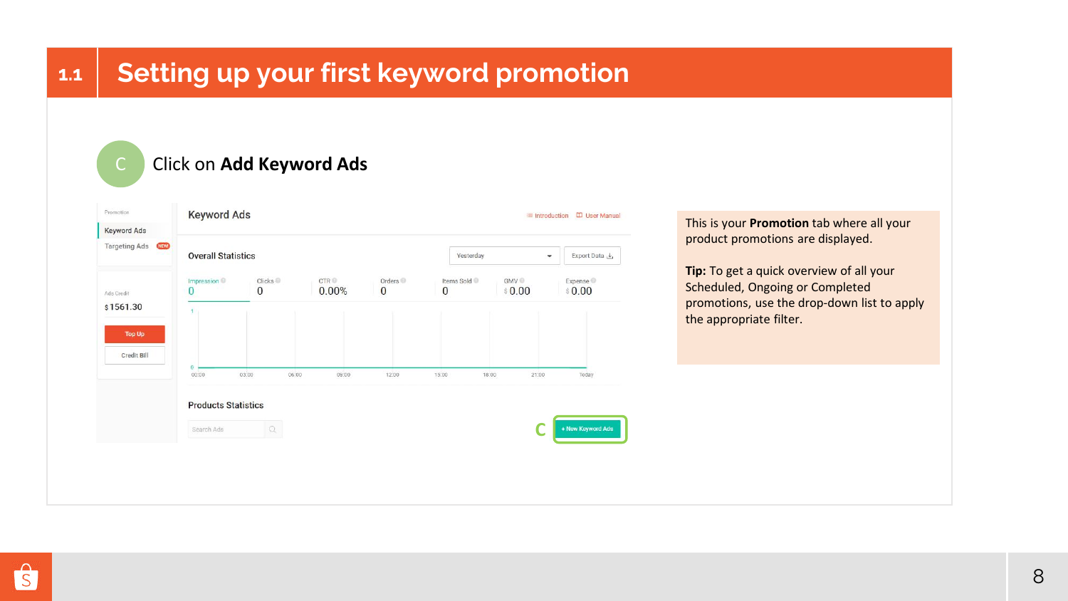# 1.1 Setting up your first keyword promotion

C Click on **Add Keyword Ads**

This is your **Promotion** tab where all your product promotions are displayed.

**Tip:** To get a quick overview of all your Scheduled, Ongoing or Completed promotions, use the drop-down list to apply the appropriate filter.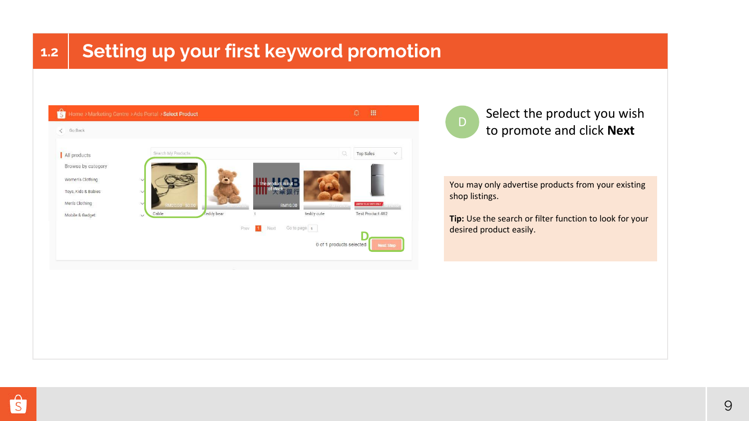# 1.2 Setting up your first keyword promotion

D Select the product you wish to promote and click **Next**

You may only advertise products from your existing shop listings.

**Tip:** Use the search or filter function to look for your desired product easily.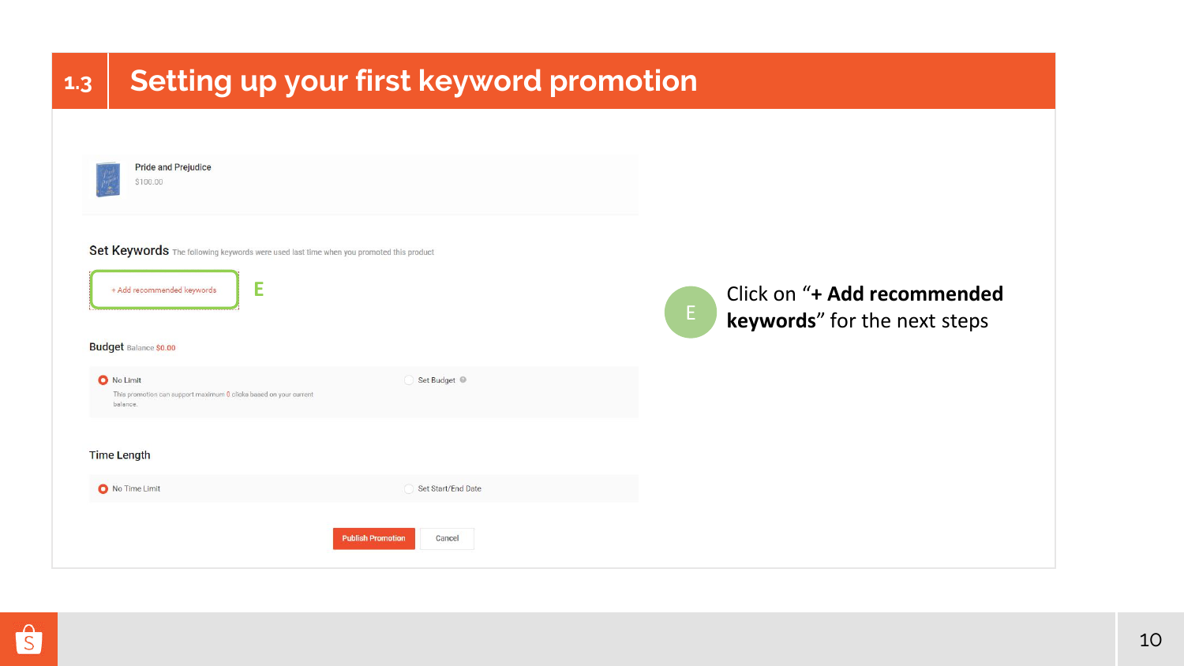## 1.3 Setting up your first keyword promotion

Pride and Prejudice

$100.00

Set Keywords The following keywords were used last time when you promoted this product

+ Add recommended keywords

E

Budget Balance $0.00

No Limit

This promotion can support maximum 0 clicks based on your current balance.

Set Budget

Time Length

No Time Limit

Set Start/End Date

Publish Promotion

Cancel

E Click on "**+ Add recommended keywords**" for the next steps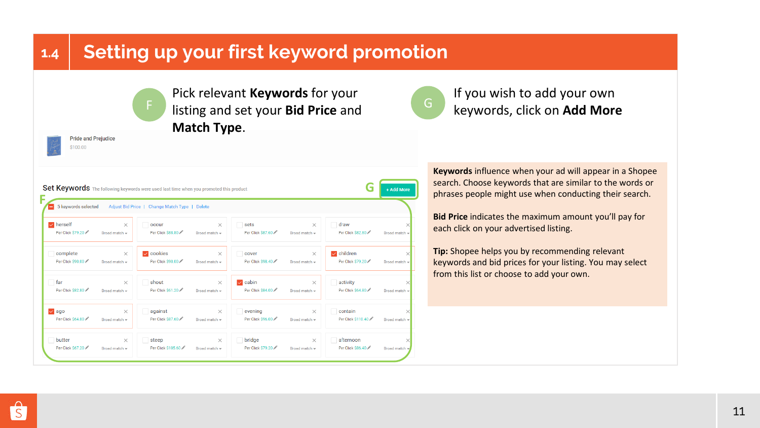# 1.4 Setting up your first keyword promotion

**F** Pick relevant **Keywords** for your listing and set your **Bid Price** and **Match Type**.

**G** If you wish to add your own keywords, click on **Add More**

Pride and Prejudice
$100.00

Set Keywords The following keywords were used last time when you promoted this product

+ Add More

5 keywords selected | Adjust Bid Price | Change Match Type | Delete

| | | | |
|---|---|---|---|
| ☑ herself – Per Click $79.20 – Broad match | ☐ occur – Per Click $88.80 – Broad match | ☐ sets – Per Click $87.60 – Broad match | ☐ draw – Per Click $82.80 – Broad match |
| ☐ complete – Per Click $90.00 – Broad match | ☑ cookies – Per Click $90.00 – Broad match | ☐ cover – Per Click $98.40 – Broad match | ☑ children – Per Click $79.20 – Broad match |
| ☐ far – Per Click $82.80 – Broad match | ☐ shout – Per Click $61.20 – Broad match | ☑ cabin – Per Click $84.00 – Broad match | ☐ activity – Per Click $64.80 – Broad match |
| ☑ ago – Per Click $64.80 – Broad match | ☐ against – Per Click $87.60 – Broad match | ☐ evening – Per Click $96.60 – Broad match | ☐ contain – Per Click $110.40 – Broad match |
| ☐ butter – Per Click $67.20 – Broad match | ☐ steep – Per Click $105.60 – Broad match | ☐ bridge – Per Click $79.20 – Broad match | ☐ afternoon – Per Click $86.40 – Broad match |

**Keywords** influence when your ad will appear in a Shopee search. Choose keywords that are similar to the words or phrases people might use when conducting their search.

**Bid Price** indicates the maximum amount you'll pay for each click on your advertised listing.

**Tip:** Shopee helps you by recommending relevant keywords and bid prices for your listing. You may select from this list or choose to add your own.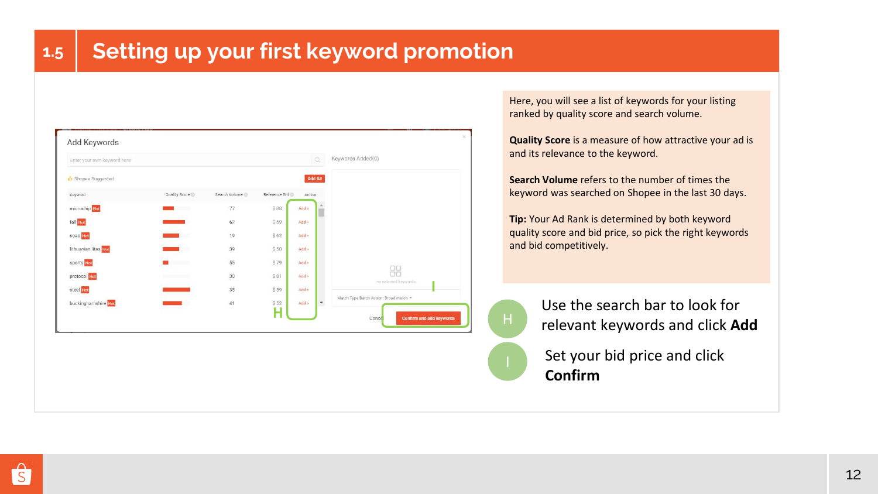# 1.5 Setting up your first keyword promotion

Here, you will see a list of keywords for your listing ranked by quality score and search volume.

**Quality Score** is a measure of how attractive your ad is and its relevance to the keyword.

**Search Volume** refers to the number of times the keyword was searched on Shopee in the last 30 days.

**Tip:** Your Ad Rank is determined by both keyword quality score and bid price, so pick the right keywords and bid competitively.

H — Use the search bar to look for relevant keywords and click **Add**

I — Set your bid price and click **Confirm**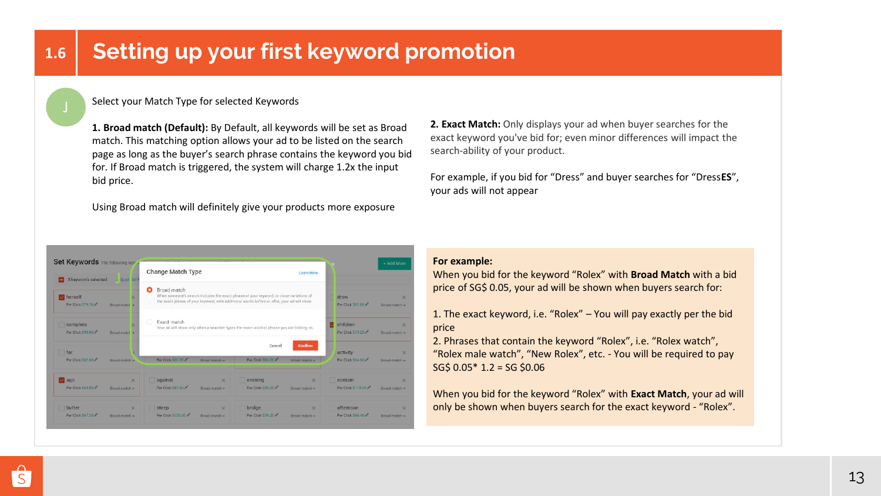# 1.6 Setting up your first keyword promotion

J

Select your Match Type for selected Keywords

**1. Broad match (Default):** By Default, all keywords will be set as Broad match. This matching option allows your ad to be listed on the search page as long as the buyer's search phrase contains the keyword you bid for. If Broad match is triggered, the system will charge 1.2x the input bid price.

Using Broad match will definitely give your products more exposure

**2. Exact Match:** Only displays your ad when buyer searches for the exact keyword you've bid for; even minor differences will impact the search-ability of your product.

For example, if you bid for "Dress" and buyer searches for "Dress**ES**", your ads will not appear

**For example:**
When you bid for the keyword "Rolex" with **Broad Match** with a bid price of SG$ 0.05, your ad will be shown when buyers search for:

1. The exact keyword, i.e. "Rolex" – You will pay exactly per the bid price
2. Phrases that contain the keyword "Rolex", i.e. "Rolex watch", "Rolex male watch", "New Rolex", etc. - You will be required to pay SG$ 0.05* 1.2 = SG $0.06

When you bid for the keyword "Rolex" with **Exact Match**, your ad will only be shown when buyers search for the exact keyword - "Rolex".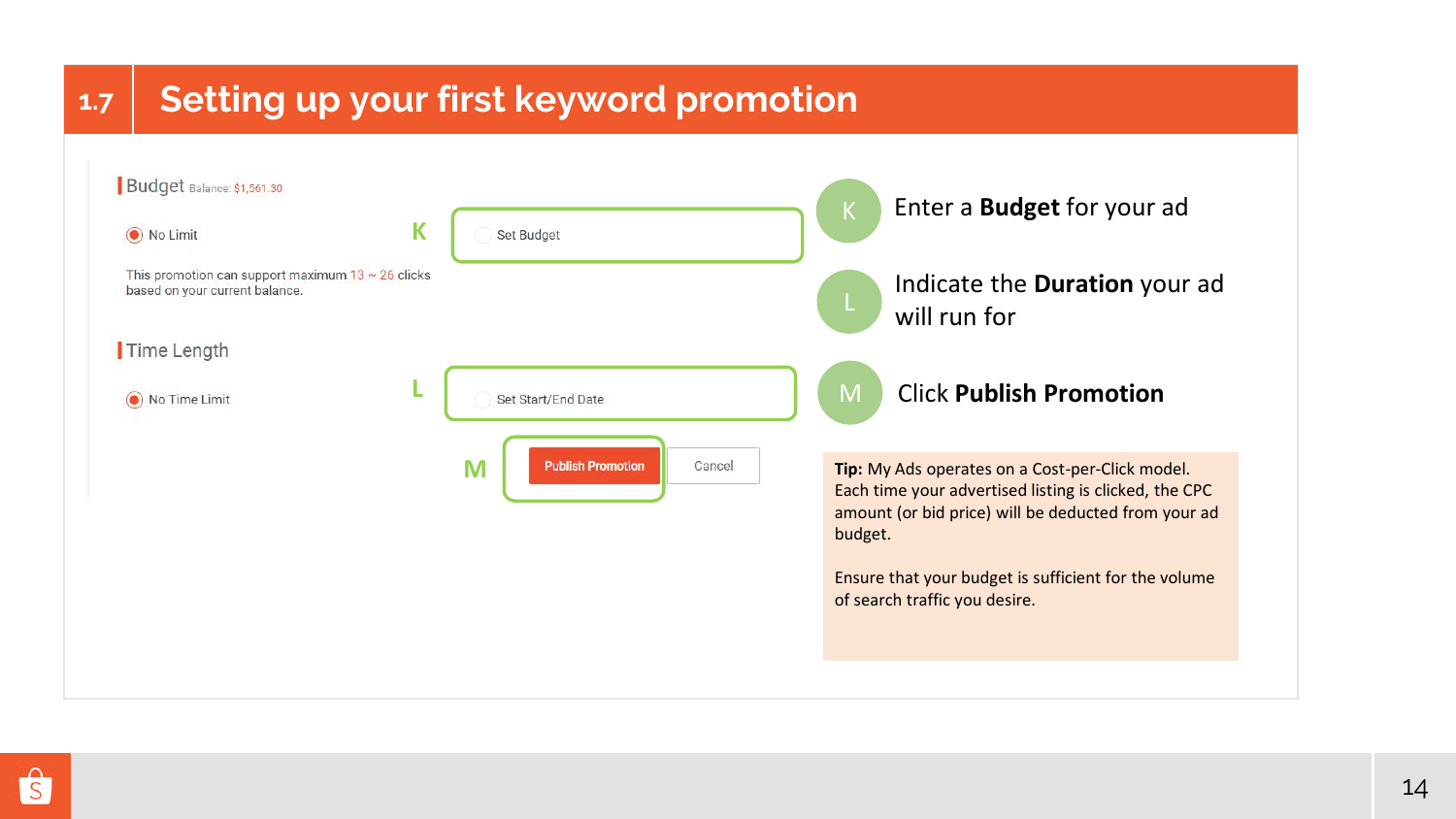# 1.7 Setting up your first keyword promotion

**Budget** Balance: $1,561.30

- No Limit
- Set Budget (K)

This promotion can support maximum 13 ~ 26 clicks based on your current balance.

**Time Length**

- No Time Limit
- Set Start/End Date (L)

Publish Promotion (M) | Cancel

**K** Enter a **Budget** for your ad

**L** Indicate the **Duration** your ad will run for

**M** Click **Publish Promotion**

**Tip:** My Ads operates on a Cost-per-Click model. Each time your advertised listing is clicked, the CPC amount (or bid price) will be deducted from your ad budget.

Ensure that your budget is sufficient for the volume of search traffic you desire.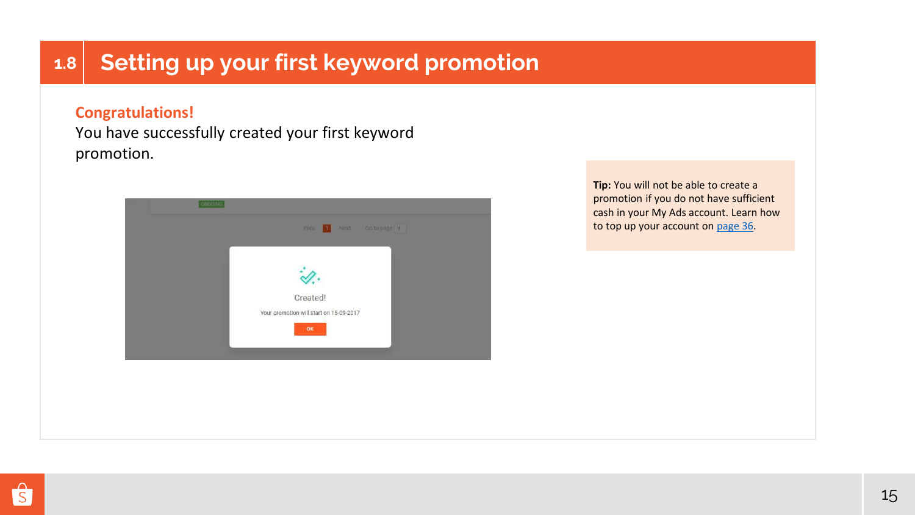# 1.8 Setting up your first keyword promotion

**Congratulations!**

You have successfully created your first keyword promotion.

**Tip:** You will not be able to create a promotion if you do not have sufficient cash in your My Ads account. Learn how to top up your account on page 36.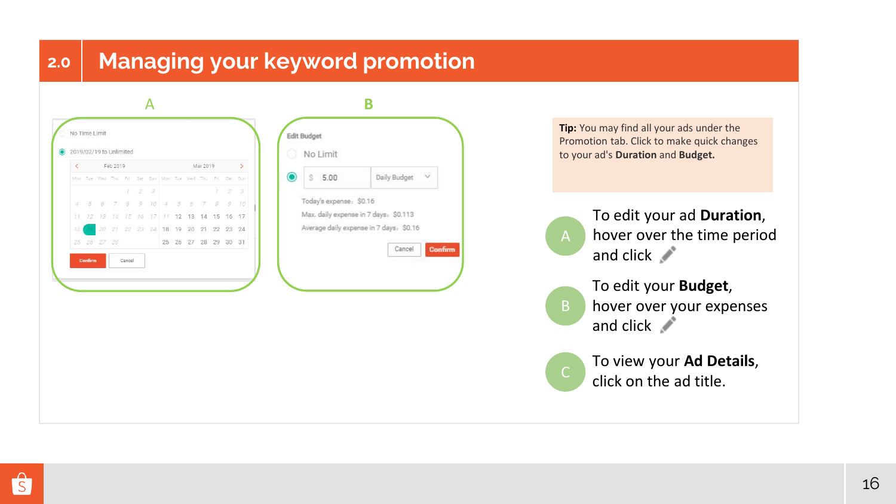# 2.0 Managing your keyword promotion

**Tip:** You may find all your ads under the Promotion tab. Click to make quick changes to your ad's **Duration** and **Budget.**

- **A** — To edit your ad **Duration**, hover over the time period and click ✏
- **B** — To edit your **Budget**, hover over your expenses and click ✏
- **C** — To view your **Ad Details**, click on the ad title.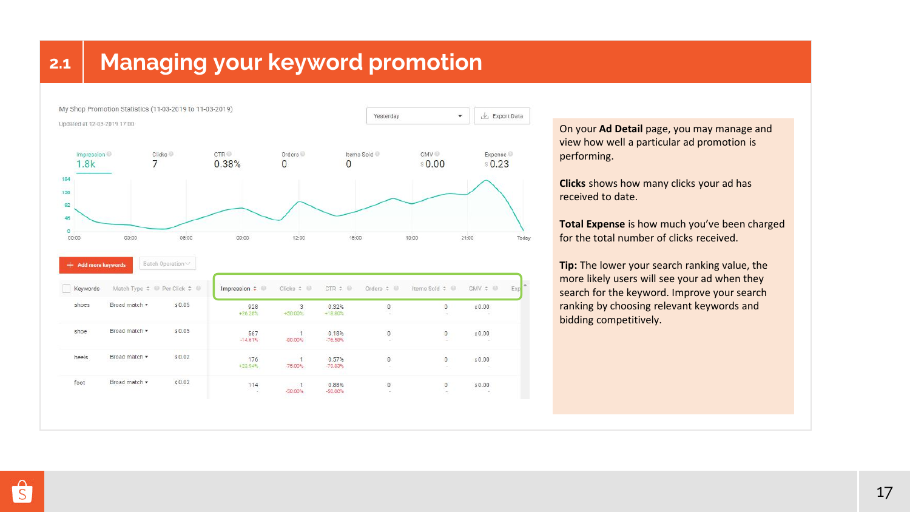## 2.1 Managing your keyword promotion

My Shop Promotion Statistics (11-03-2019 to 11-03-2019)

Updated at 12-03-2019 17:00

Yesterday | Export Data

| Impression | Clicks | CTR | Orders | Items Sold | GMV | Expense |
|---|---|---|---|---|---|---|
| 1.8k | 7 | 0.38% | 0 | 0 | $0.00 | $0.23 |

Add more keywords | Batch Operation

| Keywords | Match Type | Per Click | Impression | Clicks | CTR | Orders | Items Sold | GMV |
|---|---|---|---|---|---|---|---|---|
| shoes | Broad match | $0.05 | 928 +26.26% | 3 +50.00% | 0.32% +18.80% | 0 - | 0 - | $0.00 - |
| shoe | Broad match | $0.05 | 567 -14.61% | 1 -80.00% | 0.18% -76.58% | 0 - | 0 - | $0.00 - |
| heels | Broad match | $0.02 | 176 +23.94% | 1 -75.00% | 0.57% -79.83% | 0 - | 0 - | $0.00 - |
| foot | Broad match | $0.02 | 114 - | 1 -50.00% | 0.88% -50.00% | 0 - | 0 - | $0.00 - |

On your **Ad Detail** page, you may manage and view how well a particular ad promotion is performing.

**Clicks** shows how many clicks your ad has received to date.

**Total Expense** is how much you've been charged for the total number of clicks received.

**Tip:** The lower your search ranking value, the more likely users will see your ad when they search for the keyword. Improve your search ranking by choosing relevant keywords and bidding competitively.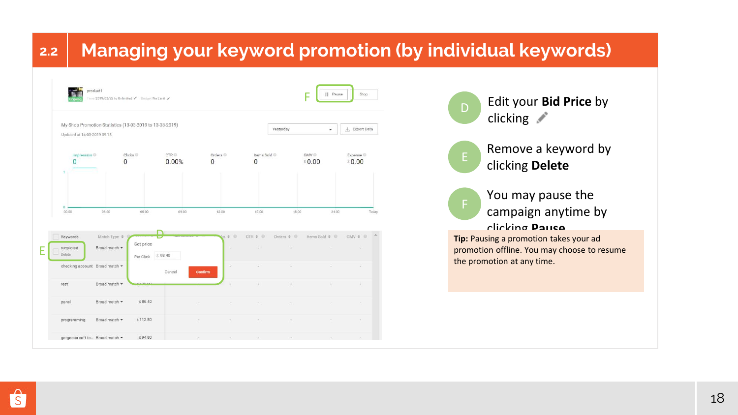## 2.2 Managing your keyword promotion (by individual keywords)

**D** Edit your **Bid Price** by clicking ✏

**E** Remove a keyword by clicking **Delete**

**F** You may pause the campaign anytime by clicking **Pause**

**Tip:** Pausing a promotion takes your ad promotion offline. You may choose to resume the promotion at any time.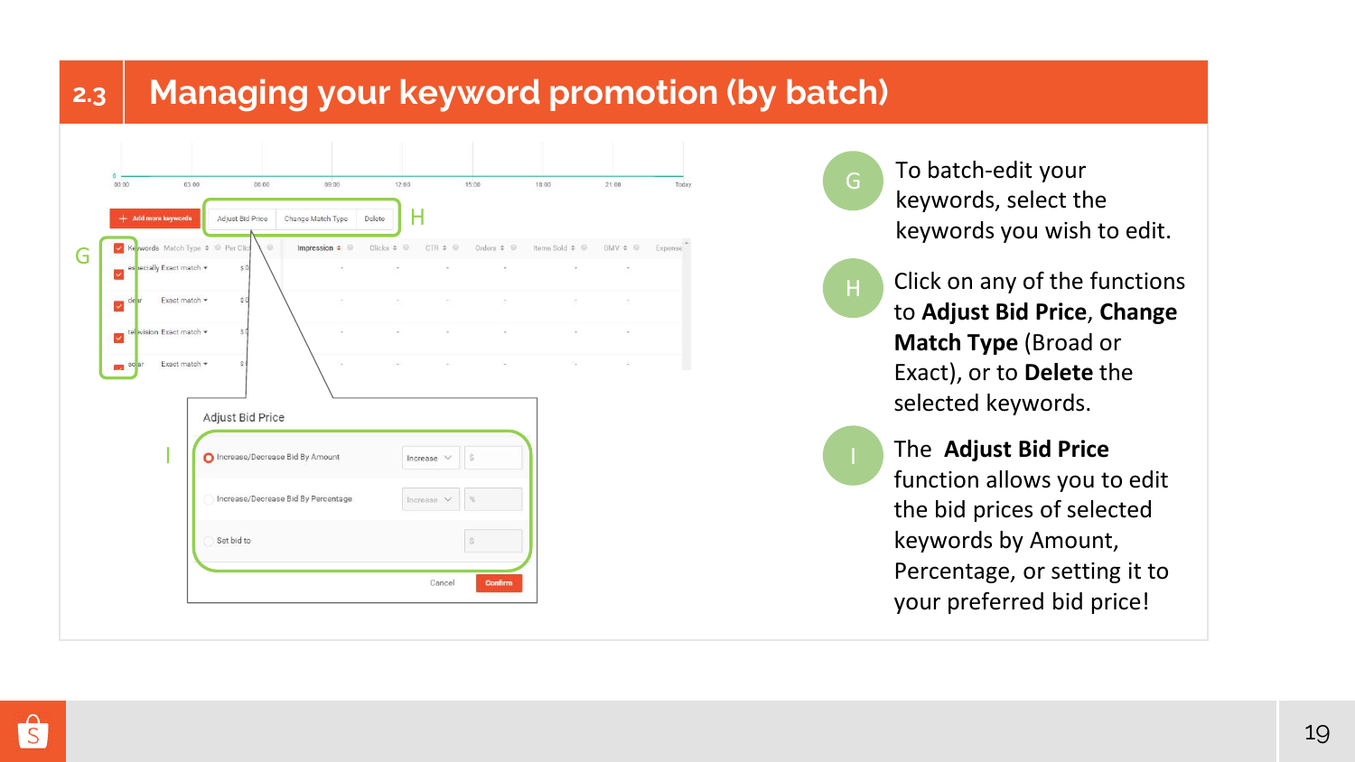# 2.3 Managing your keyword promotion (by batch)

**G** To batch-edit your keywords, select the keywords you wish to edit.

**H** Click on any of the functions to **Adjust Bid Price**, **Change Match Type** (Broad or Exact), or to **Delete** the selected keywords.

**I** The **Adjust Bid Price** function allows you to edit the bid prices of selected keywords by Amount, Percentage, or setting it to your preferred bid price!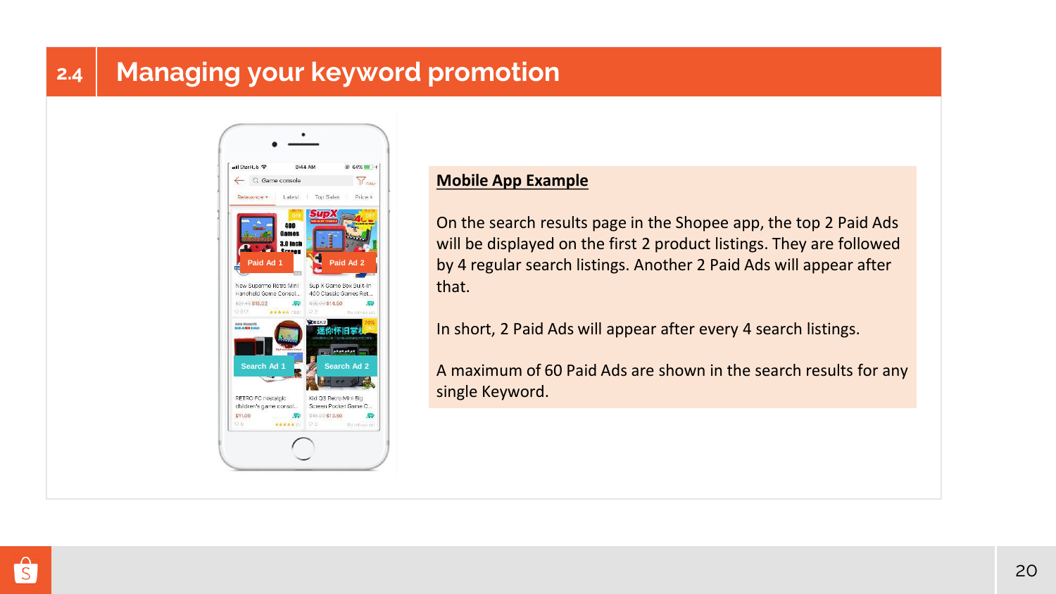## 2.4 Managing your keyword promotion

**Mobile App Example**

On the search results page in the Shopee app, the top 2 Paid Ads will be displayed on the first 2 product listings. They are followed by 4 regular search listings. Another 2 Paid Ads will appear after that.

In short, 2 Paid Ads will appear after every 4 search listings.

A maximum of 60 Paid Ads are shown in the search results for any single Keyword.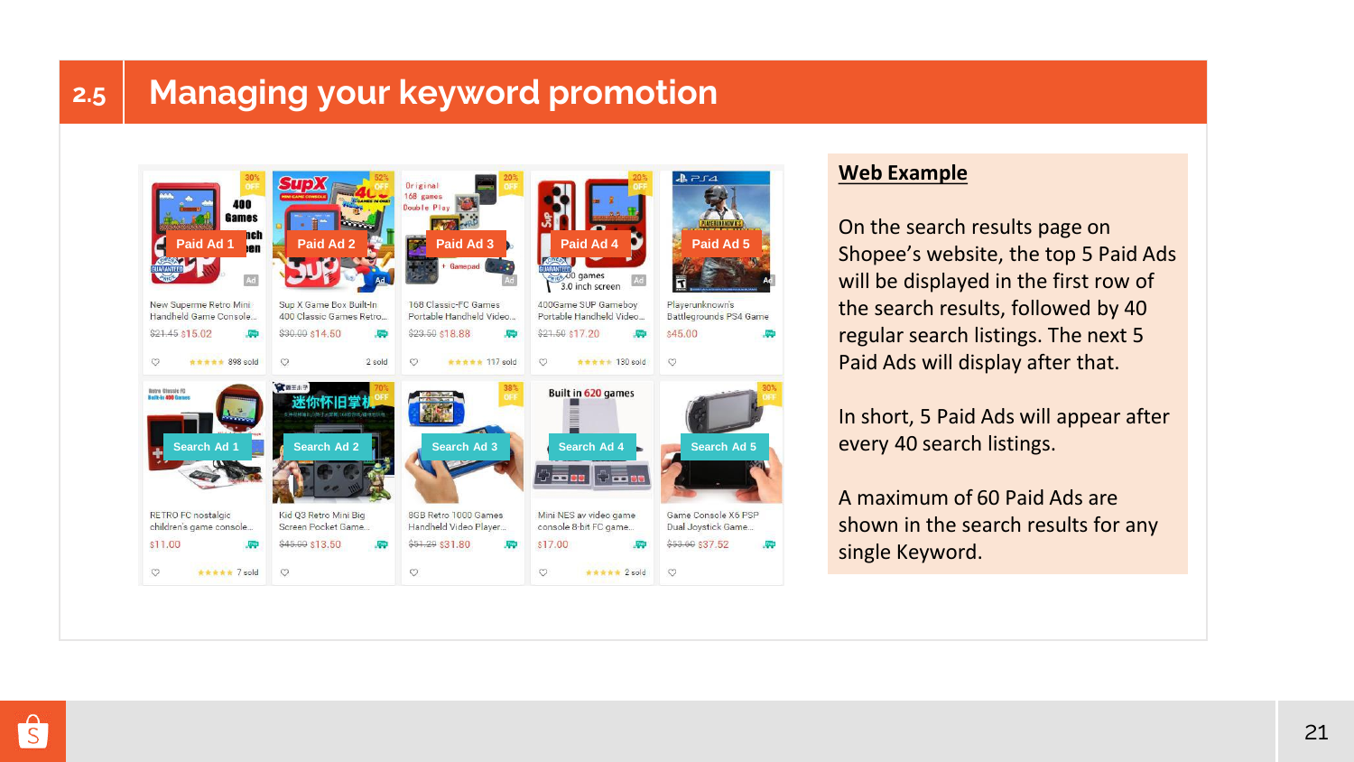# 2.5 Managing your keyword promotion

Paid Ad 1 | Paid Ad 2 | Paid Ad 3 | Paid Ad 4 | Paid Ad 5

Search Ad 1 | Search Ad 2 | Search Ad 3 | Search Ad 4 | Search Ad 5

**Web Example**

On the search results page on Shopee's website, the top 5 Paid Ads will be displayed in the first row of the search results, followed by 40 regular search listings. The next 5 Paid Ads will display after that.

In short, 5 Paid Ads will appear after every 40 search listings.

A maximum of 60 Paid Ads are shown in the search results for any single Keyword.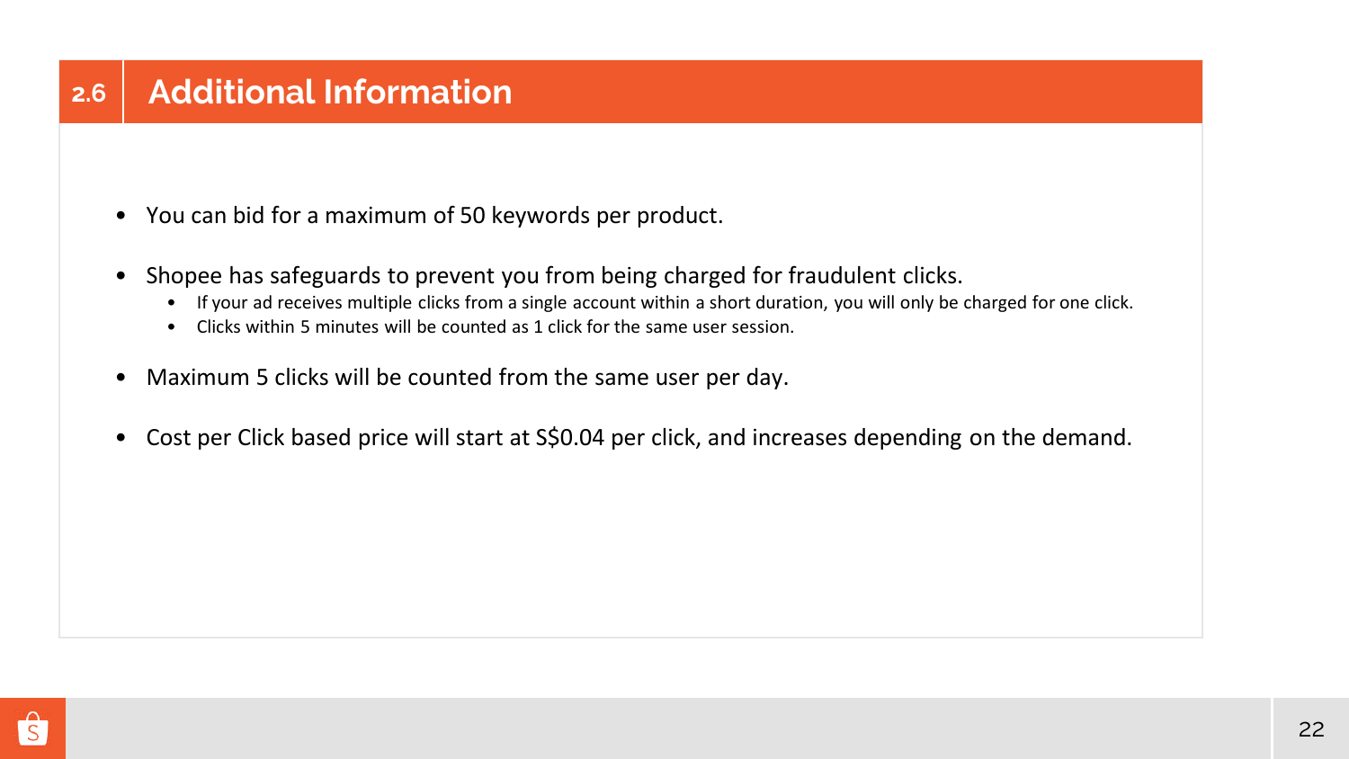## 2.6 Additional Information

- You can bid for a maximum of 50 keywords per product.
- Shopee has safeguards to prevent you from being charged for fraudulent clicks.
  - If your ad receives multiple clicks from a single account within a short duration, you will only be charged for one click.
  - Clicks within 5 minutes will be counted as 1 click for the same user session.
- Maximum 5 clicks will be counted from the same user per day.
- Cost per Click based price will start at S$0.04 per click, and increases depending on the demand.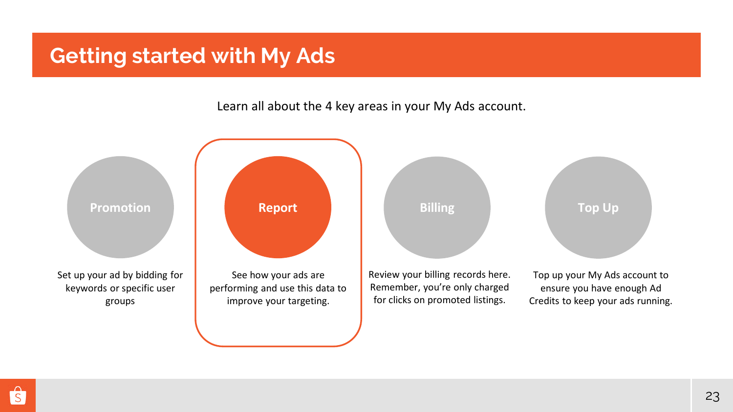# Getting started with My Ads

Learn all about the 4 key areas in your My Ads account.

### Promotion

Set up your ad by bidding for keywords or specific user groups

### Report

See how your ads are performing and use this data to improve your targeting.

### Billing

Review your billing records here. Remember, you're only charged for clicks on promoted listings.

### Top Up

Top up your My Ads account to ensure you have enough Ad Credits to keep your ads running.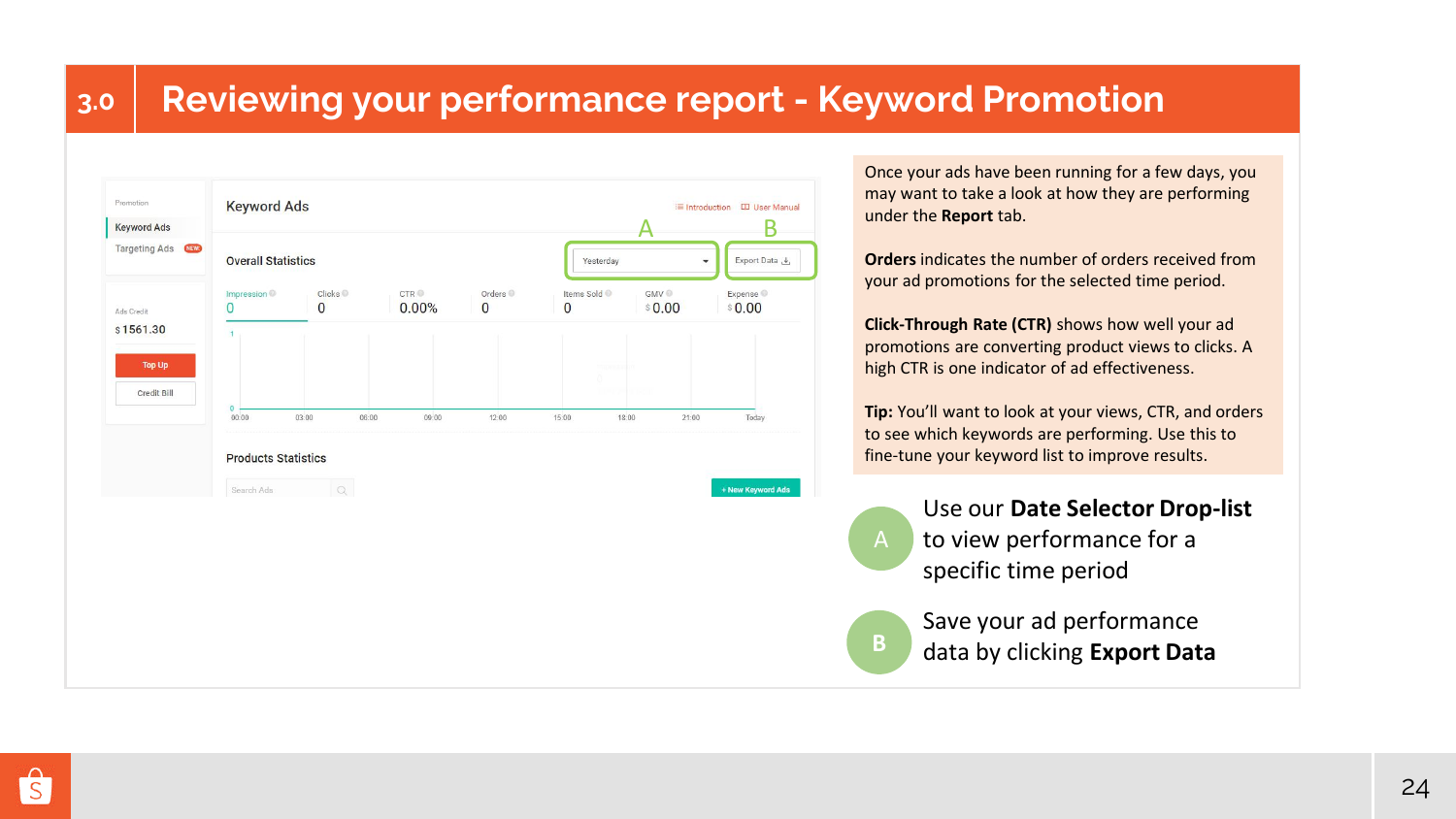# 3.0 Reviewing your performance report - Keyword Promotion

Once your ads have been running for a few days, you may want to take a look at how they are performing under the **Report** tab.

**Orders** indicates the number of orders received from your ad promotions for the selected time period.

**Click-Through Rate (CTR)** shows how well your ad promotions are converting product views to clicks. A high CTR is one indicator of ad effectiveness.

**Tip:** You'll want to look at your views, CTR, and orders to see which keywords are performing. Use this to fine-tune your keyword list to improve results.

**A** Use our **Date Selector Drop-list** to view performance for a specific time period

**B** Save your ad performance data by clicking **Export Data**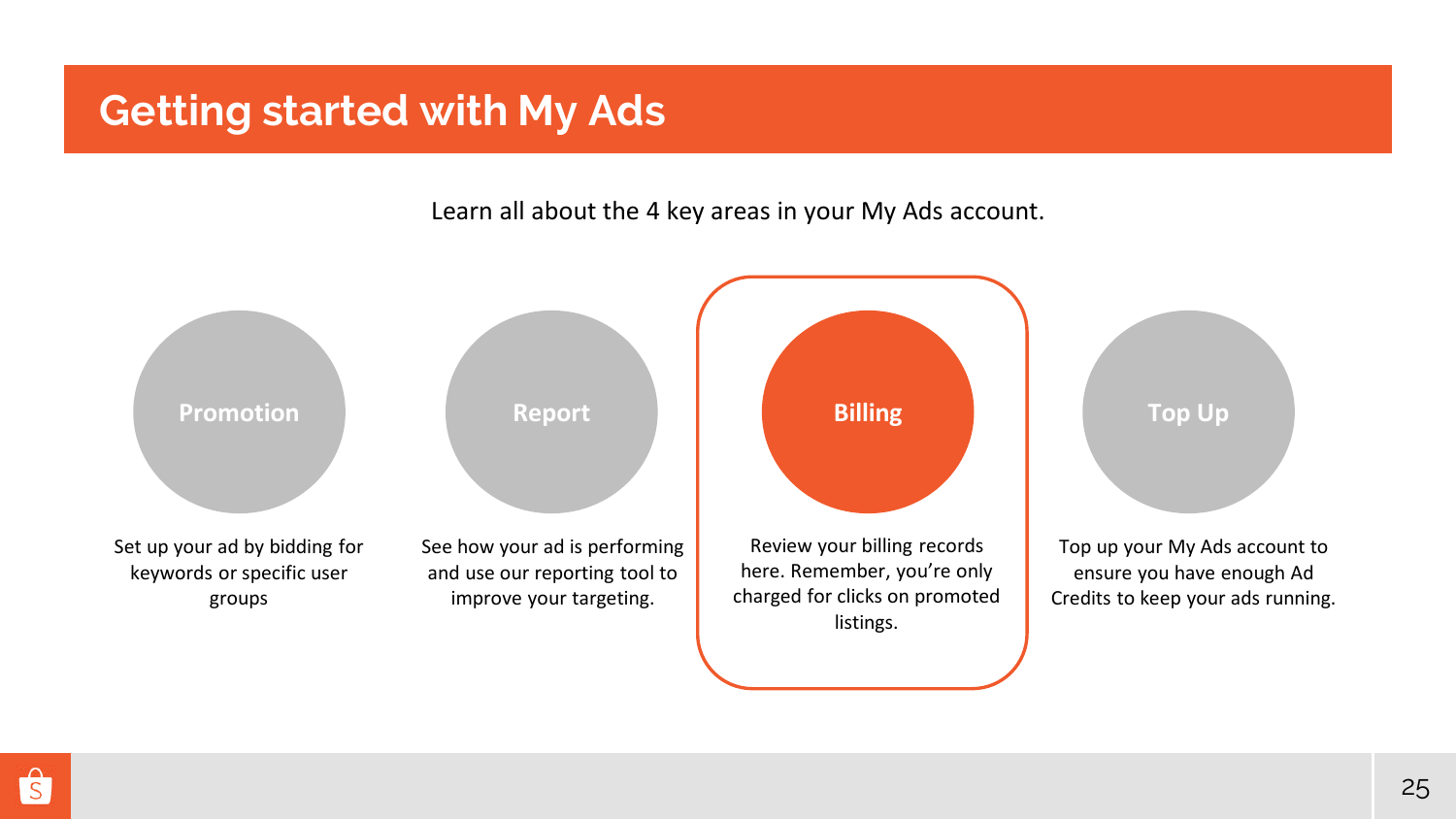# Getting started with My Ads

Learn all about the 4 key areas in your My Ads account.

**Promotion**

Set up your ad by bidding for keywords or specific user groups

**Report**

See how your ad is performing and use our reporting tool to improve your targeting.

**Billing**

Review your billing records here. Remember, you're only charged for clicks on promoted listings.

**Top Up**

Top up your My Ads account to ensure you have enough Ad Credits to keep your ads running.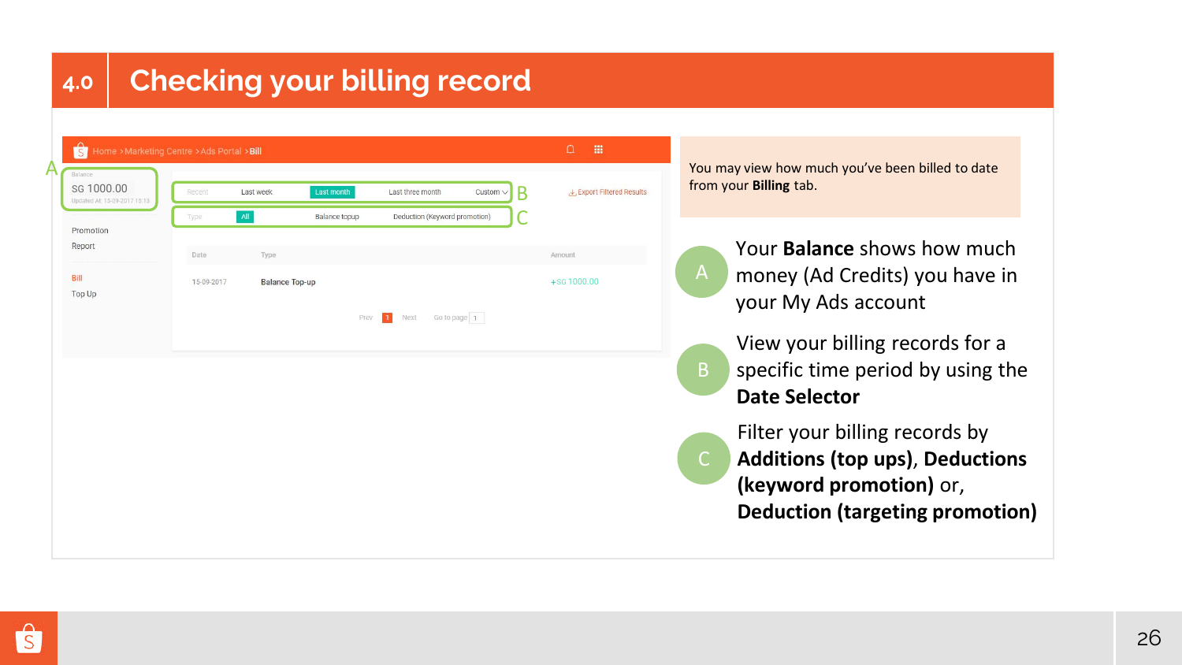# 4.0 Checking your billing record

You may view how much you've been billed to date from your **Billing** tab.

A — Your **Balance** shows how much money (Ad Credits) you have in your My Ads account

B — View your billing records for a specific time period by using the **Date Selector**

C — Filter your billing records by **Additions (top ups)**, **Deductions (keyword promotion)** or, **Deduction (targeting promotion)**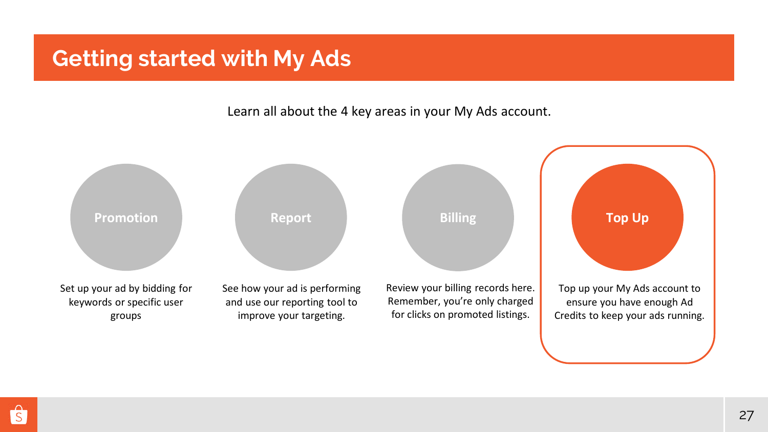# Getting started with My Ads

Learn all about the 4 key areas in your My Ads account.

**Promotion**

Set up your ad by bidding for keywords or specific user groups

**Report**

See how your ad is performing and use our reporting tool to improve your targeting.

**Billing**

Review your billing records here. Remember, you're only charged for clicks on promoted listings.

**Top Up**

Top up your My Ads account to ensure you have enough Ad Credits to keep your ads running.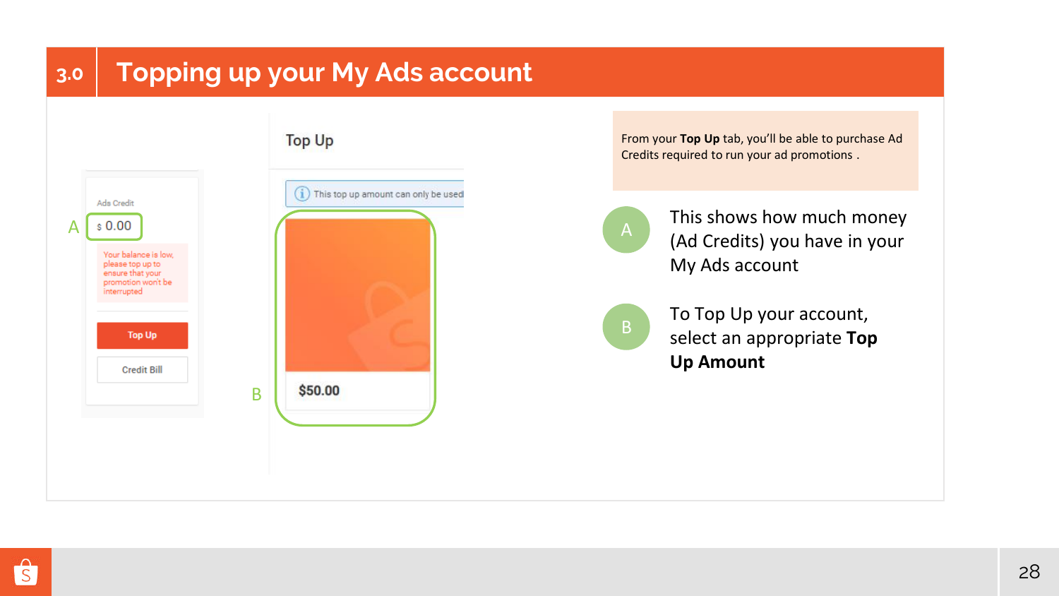# 3.0 Topping up your My Ads account

Ads Credit

A $ 0.00

Your balance is low, please top up to ensure that your promotion won't be interrupted

Top Up

Credit Bill

Top Up

This top up amount can only be used

B $50.00

From your **Top Up** tab, you'll be able to purchase Ad Credits required to run your ad promotions .

**A** This shows how much money (Ad Credits) you have in your My Ads account

**B** To Top Up your account, select an appropriate **Top Up Amount**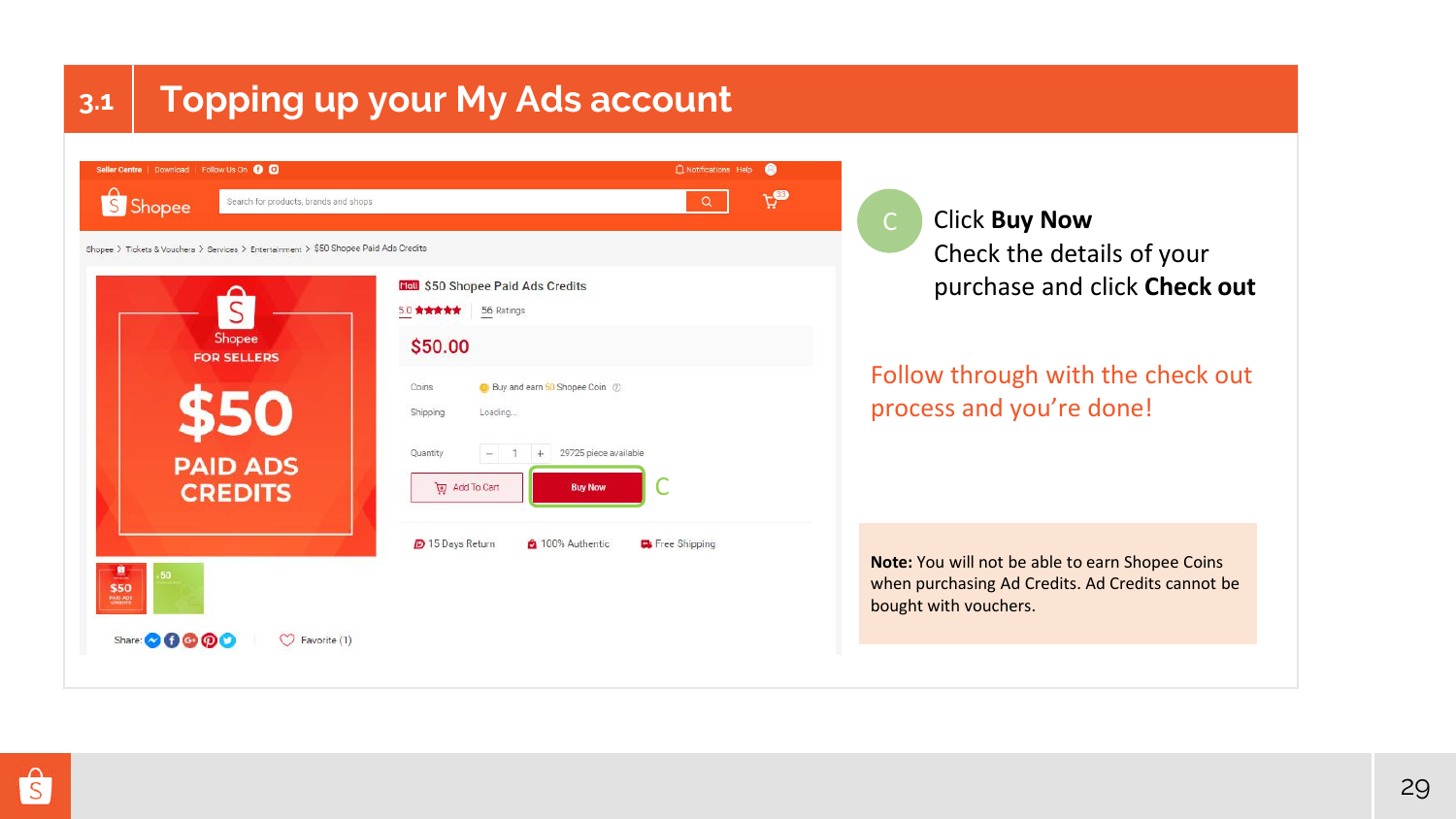## 3.1 Topping up your My Ads account

C — Click **Buy Now**
Check the details of your purchase and click **Check out**

Follow through with the check out process and you're done!

**Note:** You will not be able to earn Shopee Coins when purchasing Ad Credits. Ad Credits cannot be bought with vouchers.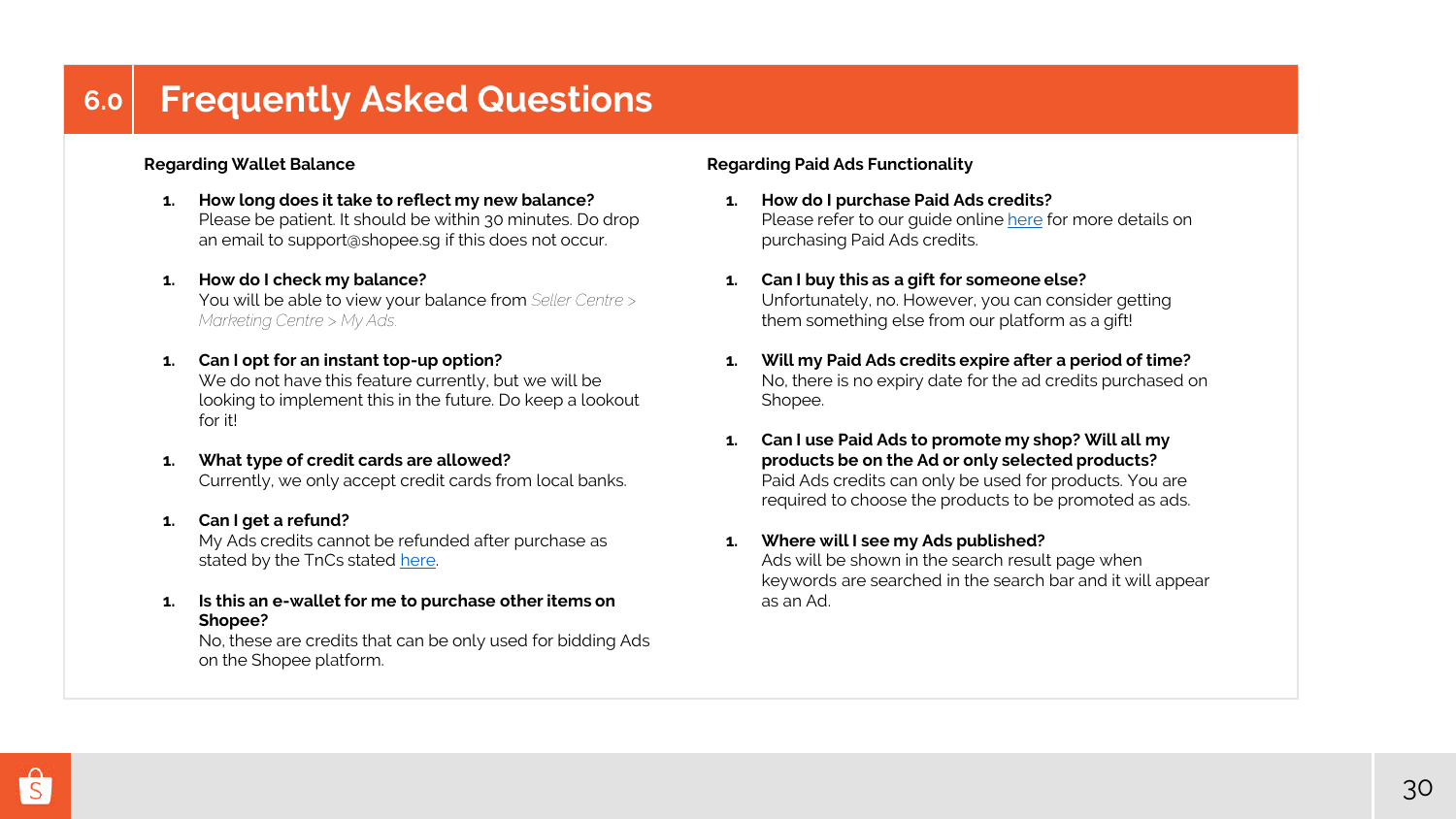# 6.0 Frequently Asked Questions

**Regarding Wallet Balance**

1. **How long does it take to reflect my new balance?**
   Please be patient. It should be within 30 minutes. Do drop an email to support@shopee.sg if this does not occur.

1. **How do I check my balance?**
   You will be able to view your balance from *Seller Centre > Marketing Centre > My Ads.*

1. **Can I opt for an instant top-up option?**
   We do not have this feature currently, but we will be looking to implement this in the future. Do keep a lookout for it!

1. **What type of credit cards are allowed?**
   Currently, we only accept credit cards from local banks.

1. **Can I get a refund?**
   My Ads credits cannot be refunded after purchase as stated by the TnCs stated here.

1. **Is this an e-wallet for me to purchase other items on Shopee?**
   No, these are credits that can be only used for bidding Ads on the Shopee platform.

**Regarding Paid Ads Functionality**

1. **How do I purchase Paid Ads credits?**
   Please refer to our guide online here for more details on purchasing Paid Ads credits.

1. **Can I buy this as a gift for someone else?**
   Unfortunately, no. However, you can consider getting them something else from our platform as a gift!

1. **Will my Paid Ads credits expire after a period of time?**
   No, there is no expiry date for the ad credits purchased on Shopee.

1. **Can I use Paid Ads to promote my shop? Will all my products be on the Ad or only selected products?**
   Paid Ads credits can only be used for products. You are required to choose the products to be promoted as ads.

1. **Where will I see my Ads published?**
   Ads will be shown in the search result page when keywords are searched in the search bar and it will appear as an Ad.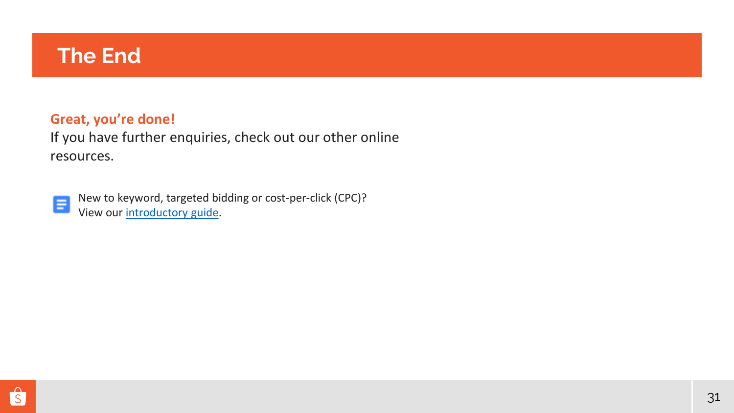# The End

**Great, you're done!**

If you have further enquiries, check out our other online resources.

New to keyword, targeted bidding or cost-per-click (CPC)?
View our introductory guide.